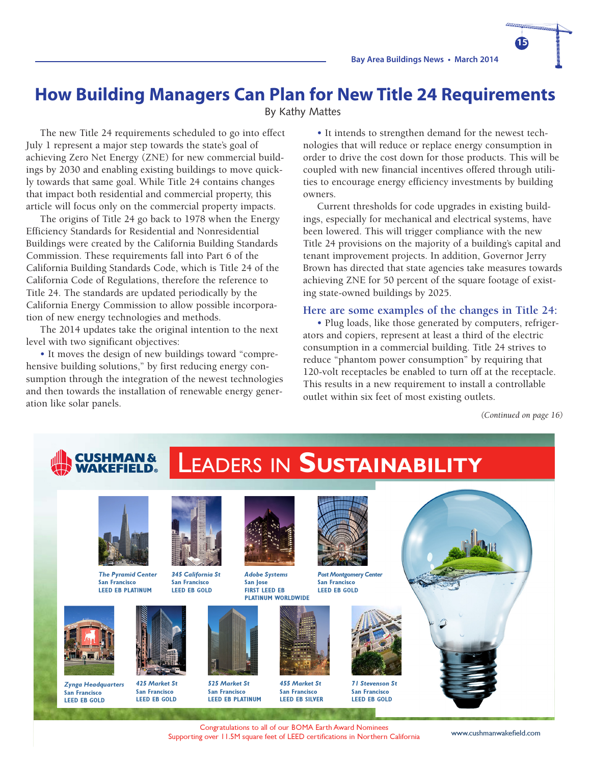# How Building Managers Can Plan for New Title 24 Requirements

By Kathy Mattes

The new Title 24 requirements scheduled to go into effect July 1 represent a major step towards the state's goal of achieving Zero Net Energy (ZNE) for new commercial buildings by 2030 and enabling existing buildings to move quickly towards that same goal. While Title 24 contains changes that impact both residential and commercial property, this article will focus only on the commercial property impacts.

The origins of Title 24 go back to 1978 when the Energy Efficiency Standards for Residential and Nonresidential Buildings were created by the California Building Standards Commission. These requirements fall into Part 6 of the California Building Standards Code, which is Title 24 of the California Code of Regulations, therefore the reference to Title 24. The standards are updated periodically by the California Energy Commission to allow possible incorporation of new energy technologies and methods.

The 2014 updates take the original intention to the next level with two significant objectives:

- It moves the design of new buildings toward "comprehensive building solutions," by first reducing energy consumption through the integration of the newest technologies and then towards the installation of renewable energy generation like solar panels.
- It intends to strengthen demand for the newest technologies that will reduce or replace energy consumption in order to drive the cost down for those products. This will be coupled with new financial incentives offered through utilities to encourage energy efficiency investments by building owners.

Current thresholds for code upgrades in existing buildings, especially for mechanical and electrical systems, have been lowered. This will trigger compliance with the new Title 24 provisions on the majority of a building's capital and tenant improvement projects. In addition, Governor Jerry Brown has directed that state agencies take measures towards achieving ZNE for 50 percent of the square footage of existing state-owned buildings by 2025.

### Here are some examples of the changes in Title 24:

- Plug loads, like those generated by computers, refrigerators and copiers, represent at least a third of the electric consumption in a commercial building. Title 24 strives to reduce "phantom power consumption" by requiring that 120-volt receptacles be enabled to turn off at the receptacle. This results in a new requirement to install a controllable outlet within six feet of most existing outlets.

*(Continued on page 16)*

---

**CUSHMAN & WAKEFIELD** — LEADERS IN SUSTAINABILITY

*The Pyramid Center* — San Francisco — LEED EB PLATINUM

*345 California St* — San Francisco — LEED EB GOLD

*Adobe Systems* — San Jose — FIRST LEED EB PLATINUM WORLDWIDE

*Post Montgomery Center* — San Francisco — LEED EB GOLD

*Zynga Headquarters* — San Francisco — LEED EB GOLD

*425 Market St* — San Francisco — LEED EB GOLD

*525 Market St* — San Francisco — LEED EB PLATINUM

*455 Market St* — San Francisco — LEED EB SILVER

*71 Stevenson St* — San Francisco — LEED EB GOLD

Congratulations to all of our BOMA Earth Award Nominees
Supporting over 11.5M square feet of LEED certifications in Northern California

www.cushmanwakefield.com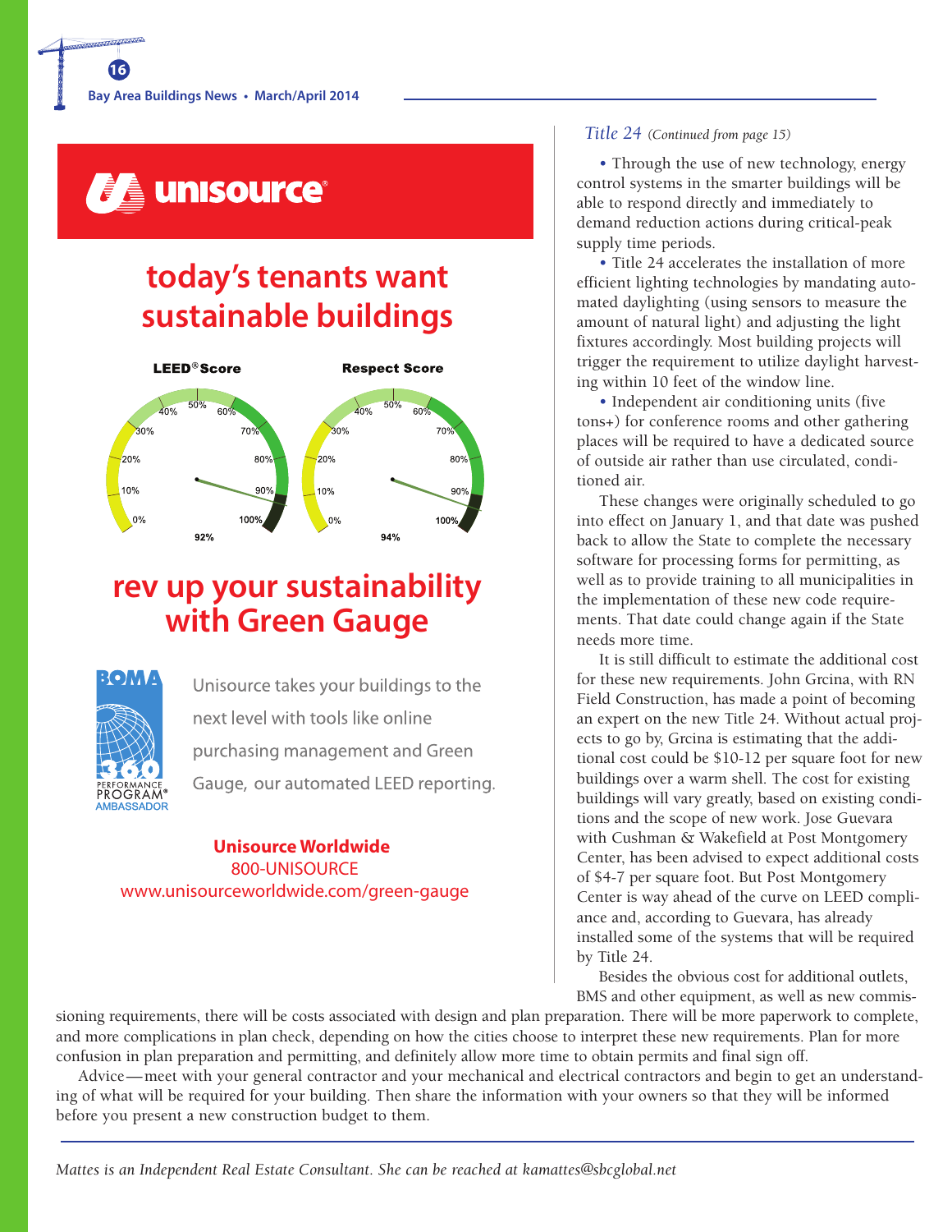# unisource®

## today's tenants want sustainable buildings

LEED® Score

0%
10%
20%
30%
40%
50%
60%
70%
80%
90%
100%
92%

Respect Score

0%
10%
20%
30%
40%
50%
60%
70%
80%
90%
100%
94%

## rev up your sustainability with Green Gauge

BOMA 360 PERFORMANCE PROGRAM® AMBASSADOR

Unisource takes your buildings to the next level with tools like online purchasing management and Green Gauge, our automated LEED reporting.

**Unisource Worldwide**
800-UNISOURCE
www.unisourceworldwide.com/green-gauge

---

*Title 24 (Continued from page 15)*

• Through the use of new technology, energy control systems in the smarter buildings will be able to respond directly and immediately to demand reduction actions during critical-peak supply time periods.

• Title 24 accelerates the installation of more efficient lighting technologies by mandating automated daylighting (using sensors to measure the amount of natural light) and adjusting the light fixtures accordingly. Most building projects will trigger the requirement to utilize daylight harvesting within 10 feet of the window line.

• Independent air conditioning units (five tons+) for conference rooms and other gathering places will be required to have a dedicated source of outside air rather than use circulated, conditioned air.

These changes were originally scheduled to go into effect on January 1, and that date was pushed back to allow the State to complete the necessary software for processing forms for permitting, as well as to provide training to all municipalities in the implementation of these new code requirements. That date could change again if the State needs more time.

It is still difficult to estimate the additional cost for these new requirements. John Grcina, with RN Field Construction, has made a point of becoming an expert on the new Title 24. Without actual projects to go by, Grcina is estimating that the additional cost could be $10-12 per square foot for new buildings over a warm shell. The cost for existing buildings will vary greatly, based on existing conditions and the scope of new work. Jose Guevara with Cushman & Wakefield at Post Montgomery Center, has been advised to expect additional costs of $4-7 per square foot. But Post Montgomery Center is way ahead of the curve on LEED compliance and, according to Guevara, has already installed some of the systems that will be required by Title 24.

Besides the obvious cost for additional outlets, BMS and other equipment, as well as new commissioning requirements, there will be costs associated with design and plan preparation. There will be more paperwork to complete, and more complications in plan check, depending on how the cities choose to interpret these new requirements. Plan for more confusion in plan preparation and permitting, and definitely allow more time to obtain permits and final sign off.

Advice—meet with your general contractor and your mechanical and electrical contractors and begin to get an understanding of what will be required for your building. Then share the information with your owners so that they will be informed before you present a new construction budget to them.

*Mattes is an Independent Real Estate Consultant. She can be reached at kamattes@sbcglobal.net*